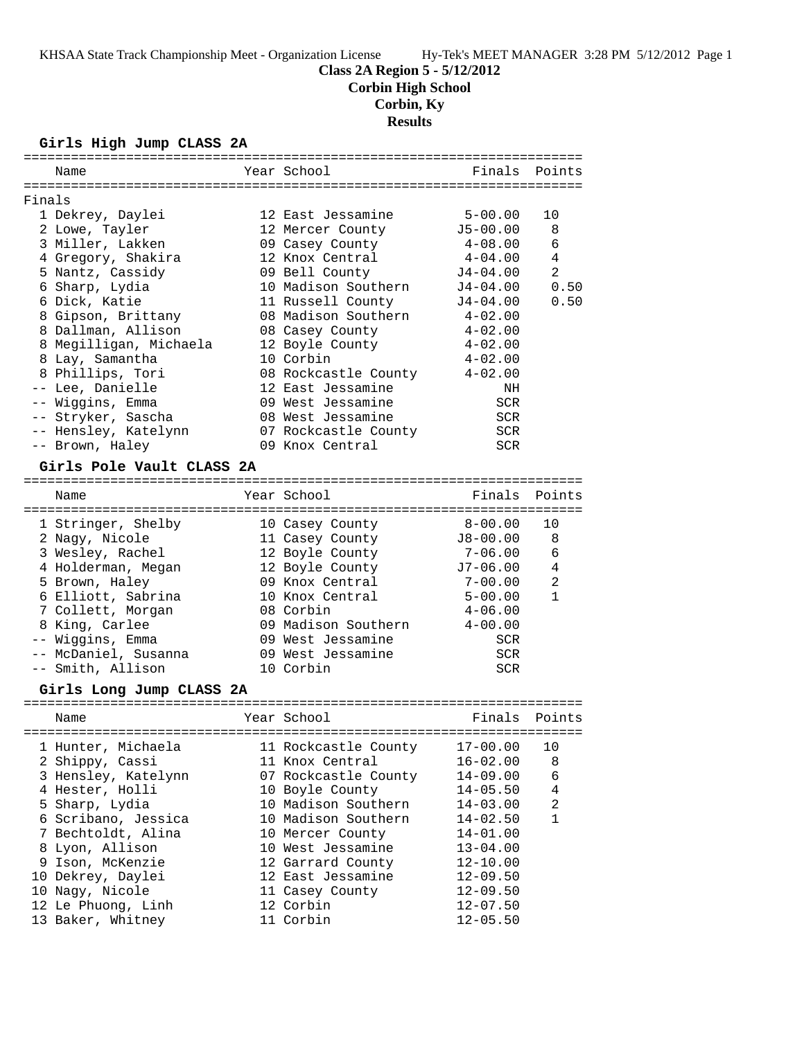KHSAA State Track Championship Meet - Organization License    Hy-Tek's MEET MANAGER 3:28 PM 5/12/2012 Page 1

**Class 2A Region 5 - 5/12/2012**
**Corbin High School**
**Corbin, Ky**
**Results**

### Girls High Jump CLASS 2A

Finals

| | Name | Year | School | Finals | Points |
|---|---|---|---|---|---|
| 1 | Dekrey, Daylei | 12 | East Jessamine | 5-00.00 | 10 |
| 2 | Lowe, Tayler | 12 | Mercer County | J5-00.00 | 8 |
| 3 | Miller, Lakken | 09 | Casey County | 4-08.00 | 6 |
| 4 | Gregory, Shakira | 12 | Knox Central | 4-04.00 | 4 |
| 5 | Nantz, Cassidy | 09 | Bell County | J4-04.00 | 2 |
| 6 | Sharp, Lydia | 10 | Madison Southern | J4-04.00 | 0.50 |
| 6 | Dick, Katie | 11 | Russell County | J4-04.00 | 0.50 |
| 8 | Gipson, Brittany | 08 | Madison Southern | 4-02.00 | |
| 8 | Dallman, Allison | 08 | Casey County | 4-02.00 | |
| 8 | Megilligan, Michaela | 12 | Boyle County | 4-02.00 | |
| 8 | Lay, Samantha | 10 | Corbin | 4-02.00 | |
| 8 | Phillips, Tori | 08 | Rockcastle County | 4-02.00 | |
| -- | Lee, Danielle | 12 | East Jessamine | NH | |
| -- | Wiggins, Emma | 09 | West Jessamine | SCR | |
| -- | Stryker, Sascha | 08 | West Jessamine | SCR | |
| -- | Hensley, Katelynn | 07 | Rockcastle County | SCR | |
| -- | Brown, Haley | 09 | Knox Central | SCR | |

### Girls Pole Vault CLASS 2A

| | Name | Year | School | Finals | Points |
|---|---|---|---|---|---|
| 1 | Stringer, Shelby | 10 | Casey County | 8-00.00 | 10 |
| 2 | Nagy, Nicole | 11 | Casey County | J8-00.00 | 8 |
| 3 | Wesley, Rachel | 12 | Boyle County | 7-06.00 | 6 |
| 4 | Holderman, Megan | 12 | Boyle County | J7-06.00 | 4 |
| 5 | Brown, Haley | 09 | Knox Central | 7-00.00 | 2 |
| 6 | Elliott, Sabrina | 10 | Knox Central | 5-00.00 | 1 |
| 7 | Collett, Morgan | 08 | Corbin | 4-06.00 | |
| 8 | King, Carlee | 09 | Madison Southern | 4-00.00 | |
| -- | Wiggins, Emma | 09 | West Jessamine | SCR | |
| -- | McDaniel, Susanna | 09 | West Jessamine | SCR | |
| -- | Smith, Allison | 10 | Corbin | SCR | |

### Girls Long Jump CLASS 2A

| | Name | Year | School | Finals | Points |
|---|---|---|---|---|---|
| 1 | Hunter, Michaela | 11 | Rockcastle County | 17-00.00 | 10 |
| 2 | Shippy, Cassi | 11 | Knox Central | 16-02.00 | 8 |
| 3 | Hensley, Katelynn | 07 | Rockcastle County | 14-09.00 | 6 |
| 4 | Hester, Holli | 10 | Boyle County | 14-05.50 | 4 |
| 5 | Sharp, Lydia | 10 | Madison Southern | 14-03.00 | 2 |
| 6 | Scribano, Jessica | 10 | Madison Southern | 14-02.50 | 1 |
| 7 | Bechtoldt, Alina | 10 | Mercer County | 14-01.00 | |
| 8 | Lyon, Allison | 10 | West Jessamine | 13-04.00 | |
| 9 | Ison, McKenzie | 12 | Garrard County | 12-10.00 | |
| 10 | Dekrey, Daylei | 12 | East Jessamine | 12-09.50 | |
| 10 | Nagy, Nicole | 11 | Casey County | 12-09.50 | |
| 12 | Le Phuong, Linh | 12 | Corbin | 12-07.50 | |
| 13 | Baker, Whitney | 11 | Corbin | 12-05.50 | |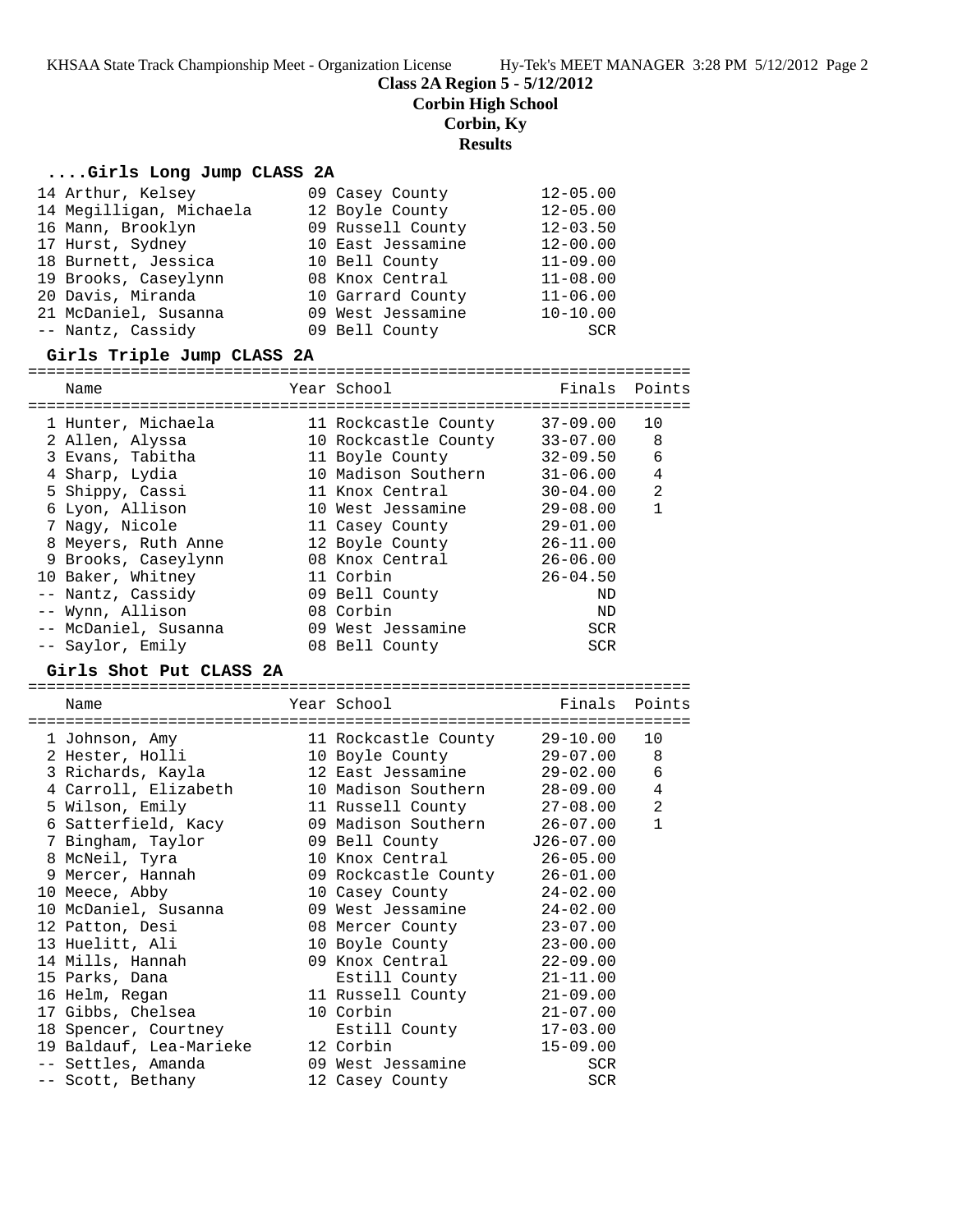# Class 2A Region 5 - 5/12/2012

## Corbin High School

## Corbin, Ky

## Results

### ....Girls Long Jump CLASS 2A

| | Name | Year | School | Finals |
|---|---|---|---|---|
| 14 | Arthur, Kelsey | 09 | Casey County | 12-05.00 |
| 14 | Megilligan, Michaela | 12 | Boyle County | 12-05.00 |
| 16 | Mann, Brooklyn | 09 | Russell County | 12-03.50 |
| 17 | Hurst, Sydney | 10 | East Jessamine | 12-00.00 |
| 18 | Burnett, Jessica | 10 | Bell County | 11-09.00 |
| 19 | Brooks, Caseylynn | 08 | Knox Central | 11-08.00 |
| 20 | Davis, Miranda | 10 | Garrard County | 11-06.00 |
| 21 | McDaniel, Susanna | 09 | West Jessamine | 10-10.00 |
| -- | Nantz, Cassidy | 09 | Bell County | SCR |

### Girls Triple Jump CLASS 2A

| | Name | Year | School | Finals | Points |
|---|---|---|---|---|---|
| 1 | Hunter, Michaela | 11 | Rockcastle County | 37-09.00 | 10 |
| 2 | Allen, Alyssa | 10 | Rockcastle County | 33-07.00 | 8 |
| 3 | Evans, Tabitha | 11 | Boyle County | 32-09.50 | 6 |
| 4 | Sharp, Lydia | 10 | Madison Southern | 31-06.00 | 4 |
| 5 | Shippy, Cassi | 11 | Knox Central | 30-04.00 | 2 |
| 6 | Lyon, Allison | 10 | West Jessamine | 29-08.00 | 1 |
| 7 | Nagy, Nicole | 11 | Casey County | 29-01.00 | |
| 8 | Meyers, Ruth Anne | 12 | Boyle County | 26-11.00 | |
| 9 | Brooks, Caseylynn | 08 | Knox Central | 26-06.00 | |
| 10 | Baker, Whitney | 11 | Corbin | 26-04.50 | |
| -- | Nantz, Cassidy | 09 | Bell County | ND | |
| -- | Wynn, Allison | 08 | Corbin | ND | |
| -- | McDaniel, Susanna | 09 | West Jessamine | SCR | |
| -- | Saylor, Emily | 08 | Bell County | SCR | |

### Girls Shot Put CLASS 2A

| | Name | Year | School | Finals | Points |
|---|---|---|---|---|---|
| 1 | Johnson, Amy | 11 | Rockcastle County | 29-10.00 | 10 |
| 2 | Hester, Holli | 10 | Boyle County | 29-07.00 | 8 |
| 3 | Richards, Kayla | 12 | East Jessamine | 29-02.00 | 6 |
| 4 | Carroll, Elizabeth | 10 | Madison Southern | 28-09.00 | 4 |
| 5 | Wilson, Emily | 11 | Russell County | 27-08.00 | 2 |
| 6 | Satterfield, Kacy | 09 | Madison Southern | 26-07.00 | 1 |
| 7 | Bingham, Taylor | 09 | Bell County | J26-07.00 | |
| 8 | McNeil, Tyra | 10 | Knox Central | 26-05.00 | |
| 9 | Mercer, Hannah | 09 | Rockcastle County | 26-01.00 | |
| 10 | Meece, Abby | 10 | Casey County | 24-02.00 | |
| 10 | McDaniel, Susanna | 09 | West Jessamine | 24-02.00 | |
| 12 | Patton, Desi | 08 | Mercer County | 23-07.00 | |
| 13 | Huelitt, Ali | 10 | Boyle County | 23-00.00 | |
| 14 | Mills, Hannah | 09 | Knox Central | 22-09.00 | |
| 15 | Parks, Dana | | Estill County | 21-11.00 | |
| 16 | Helm, Regan | 11 | Russell County | 21-09.00 | |
| 17 | Gibbs, Chelsea | 10 | Corbin | 21-07.00 | |
| 18 | Spencer, Courtney | | Estill County | 17-03.00 | |
| 19 | Baldauf, Lea-Marieke | 12 | Corbin | 15-09.00 | |
| -- | Settles, Amanda | 09 | West Jessamine | SCR | |
| -- | Scott, Bethany | 12 | Casey County | SCR | |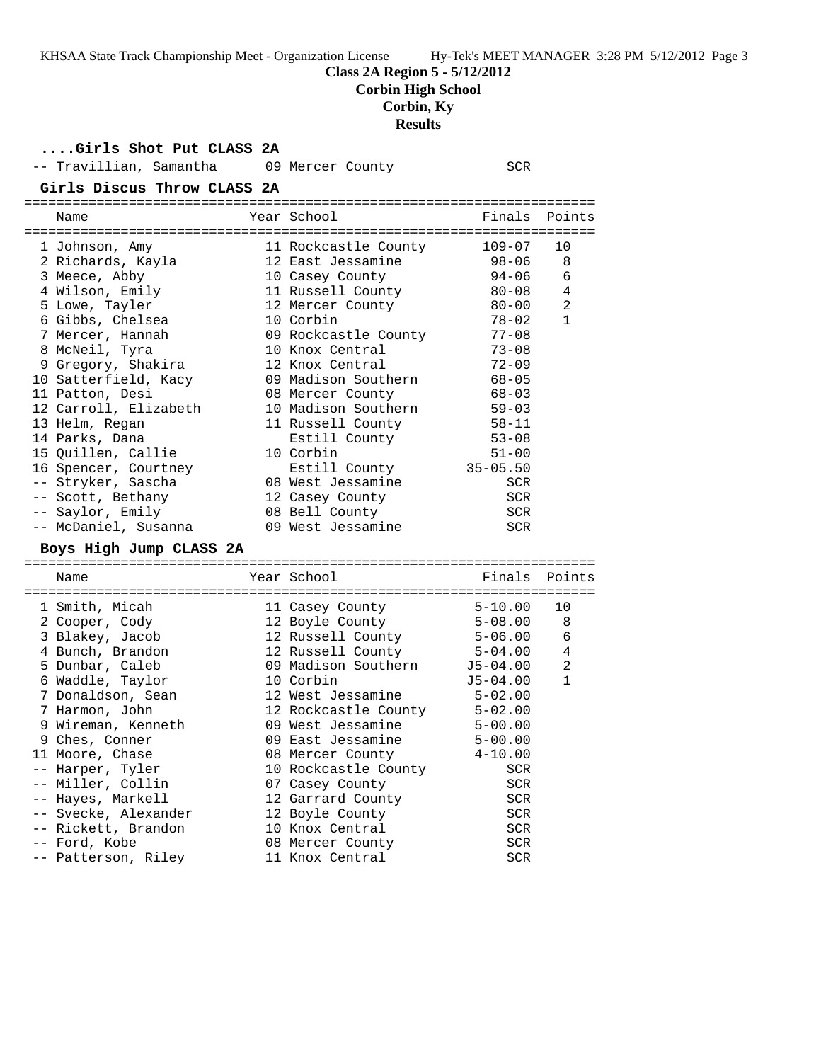**Class 2A Region 5 - 5/12/2012**
**Corbin High School**
**Corbin, Ky**
**Results**

### ....Girls Shot Put CLASS 2A

| Name | Year | School | Finals | Points |
|---|---|---|---|---|
| -- Travillian, Samantha | 09 | Mercer County | SCR | |

### Girls Discus Throw CLASS 2A

| Name | Year | School | Finals | Points |
|---|---|---|---|---|
| 1 Johnson, Amy | 11 | Rockcastle County | 109-07 | 10 |
| 2 Richards, Kayla | 12 | East Jessamine | 98-06 | 8 |
| 3 Meece, Abby | 10 | Casey County | 94-06 | 6 |
| 4 Wilson, Emily | 11 | Russell County | 80-08 | 4 |
| 5 Lowe, Tayler | 12 | Mercer County | 80-00 | 2 |
| 6 Gibbs, Chelsea | 10 | Corbin | 78-02 | 1 |
| 7 Mercer, Hannah | 09 | Rockcastle County | 77-08 | |
| 8 McNeil, Tyra | 10 | Knox Central | 73-08 | |
| 9 Gregory, Shakira | 12 | Knox Central | 72-09 | |
| 10 Satterfield, Kacy | 09 | Madison Southern | 68-05 | |
| 11 Patton, Desi | 08 | Mercer County | 68-03 | |
| 12 Carroll, Elizabeth | 10 | Madison Southern | 59-03 | |
| 13 Helm, Regan | 11 | Russell County | 58-11 | |
| 14 Parks, Dana | | Estill County | 53-08 | |
| 15 Quillen, Callie | 10 | Corbin | 51-00 | |
| 16 Spencer, Courtney | | Estill County | 35-05.50 | |
| -- Stryker, Sascha | 08 | West Jessamine | SCR | |
| -- Scott, Bethany | 12 | Casey County | SCR | |
| -- Saylor, Emily | 08 | Bell County | SCR | |
| -- McDaniel, Susanna | 09 | West Jessamine | SCR | |

### Boys High Jump CLASS 2A

| Name | Year | School | Finals | Points |
|---|---|---|---|---|
| 1 Smith, Micah | 11 | Casey County | 5-10.00 | 10 |
| 2 Cooper, Cody | 12 | Boyle County | 5-08.00 | 8 |
| 3 Blakey, Jacob | 12 | Russell County | 5-06.00 | 6 |
| 4 Bunch, Brandon | 12 | Russell County | 5-04.00 | 4 |
| 5 Dunbar, Caleb | 09 | Madison Southern | J5-04.00 | 2 |
| 6 Waddle, Taylor | 10 | Corbin | J5-04.00 | 1 |
| 7 Donaldson, Sean | 12 | West Jessamine | 5-02.00 | |
| 7 Harmon, John | 12 | Rockcastle County | 5-02.00 | |
| 9 Wireman, Kenneth | 09 | West Jessamine | 5-00.00 | |
| 9 Ches, Conner | 09 | East Jessamine | 5-00.00 | |
| 11 Moore, Chase | 08 | Mercer County | 4-10.00 | |
| -- Harper, Tyler | 10 | Rockcastle County | SCR | |
| -- Miller, Collin | 07 | Casey County | SCR | |
| -- Hayes, Markell | 12 | Garrard County | SCR | |
| -- Svecke, Alexander | 12 | Boyle County | SCR | |
| -- Rickett, Brandon | 10 | Knox Central | SCR | |
| -- Ford, Kobe | 08 | Mercer County | SCR | |
| -- Patterson, Riley | 11 | Knox Central | SCR | |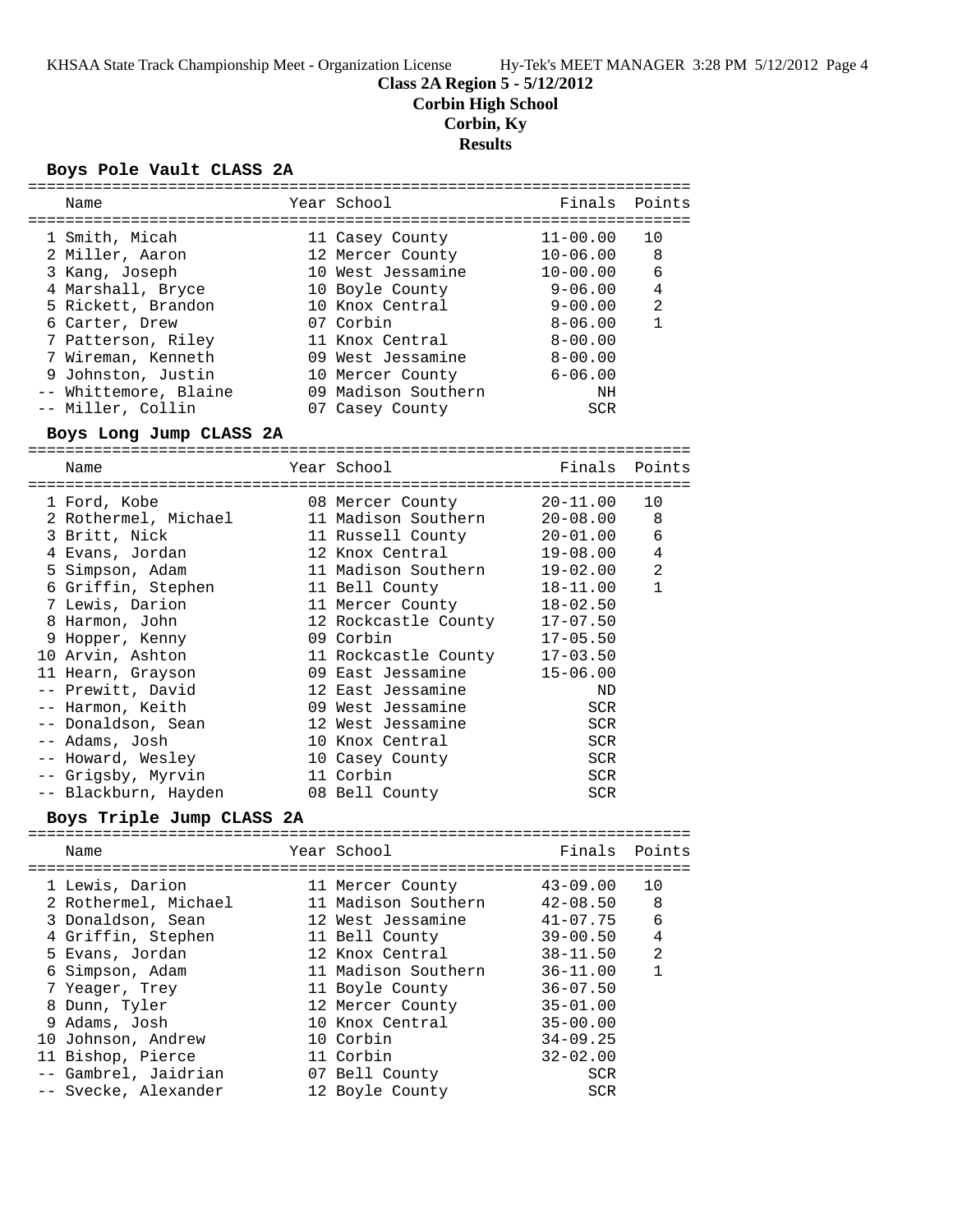**Class 2A Region 5 - 5/12/2012**
**Corbin High School**
**Corbin, Ky**
**Results**

## Boys Pole Vault CLASS 2A

| Name | Year | School | Finals | Points |
|---|---|---|---|---|
| 1 Smith, Micah | 11 | Casey County | 11-00.00 | 10 |
| 2 Miller, Aaron | 12 | Mercer County | 10-06.00 | 8 |
| 3 Kang, Joseph | 10 | West Jessamine | 10-00.00 | 6 |
| 4 Marshall, Bryce | 10 | Boyle County | 9-06.00 | 4 |
| 5 Rickett, Brandon | 10 | Knox Central | 9-00.00 | 2 |
| 6 Carter, Drew | 07 | Corbin | 8-06.00 | 1 |
| 7 Patterson, Riley | 11 | Knox Central | 8-00.00 | |
| 7 Wireman, Kenneth | 09 | West Jessamine | 8-00.00 | |
| 9 Johnston, Justin | 10 | Mercer County | 6-06.00 | |
| -- Whittemore, Blaine | 09 | Madison Southern | NH | |
| -- Miller, Collin | 07 | Casey County | SCR | |

## Boys Long Jump CLASS 2A

| Name | Year | School | Finals | Points |
|---|---|---|---|---|
| 1 Ford, Kobe | 08 | Mercer County | 20-11.00 | 10 |
| 2 Rothermel, Michael | 11 | Madison Southern | 20-08.00 | 8 |
| 3 Britt, Nick | 11 | Russell County | 20-01.00 | 6 |
| 4 Evans, Jordan | 12 | Knox Central | 19-08.00 | 4 |
| 5 Simpson, Adam | 11 | Madison Southern | 19-02.00 | 2 |
| 6 Griffin, Stephen | 11 | Bell County | 18-11.00 | 1 |
| 7 Lewis, Darion | 11 | Mercer County | 18-02.50 | |
| 8 Harmon, John | 12 | Rockcastle County | 17-07.50 | |
| 9 Hopper, Kenny | 09 | Corbin | 17-05.50 | |
| 10 Arvin, Ashton | 11 | Rockcastle County | 17-03.50 | |
| 11 Hearn, Grayson | 09 | East Jessamine | 15-06.00 | |
| -- Prewitt, David | 12 | East Jessamine | ND | |
| -- Harmon, Keith | 09 | West Jessamine | SCR | |
| -- Donaldson, Sean | 12 | West Jessamine | SCR | |
| -- Adams, Josh | 10 | Knox Central | SCR | |
| -- Howard, Wesley | 10 | Casey County | SCR | |
| -- Grigsby, Myrvin | 11 | Corbin | SCR | |
| -- Blackburn, Hayden | 08 | Bell County | SCR | |

## Boys Triple Jump CLASS 2A

| Name | Year | School | Finals | Points |
|---|---|---|---|---|
| 1 Lewis, Darion | 11 | Mercer County | 43-09.00 | 10 |
| 2 Rothermel, Michael | 11 | Madison Southern | 42-08.50 | 8 |
| 3 Donaldson, Sean | 12 | West Jessamine | 41-07.75 | 6 |
| 4 Griffin, Stephen | 11 | Bell County | 39-00.50 | 4 |
| 5 Evans, Jordan | 12 | Knox Central | 38-11.50 | 2 |
| 6 Simpson, Adam | 11 | Madison Southern | 36-11.00 | 1 |
| 7 Yeager, Trey | 11 | Boyle County | 36-07.50 | |
| 8 Dunn, Tyler | 12 | Mercer County | 35-01.00 | |
| 9 Adams, Josh | 10 | Knox Central | 35-00.00 | |
| 10 Johnson, Andrew | 10 | Corbin | 34-09.25 | |
| 11 Bishop, Pierce | 11 | Corbin | 32-02.00 | |
| -- Gambrel, Jaidrian | 07 | Bell County | SCR | |
| -- Svecke, Alexander | 12 | Boyle County | SCR | |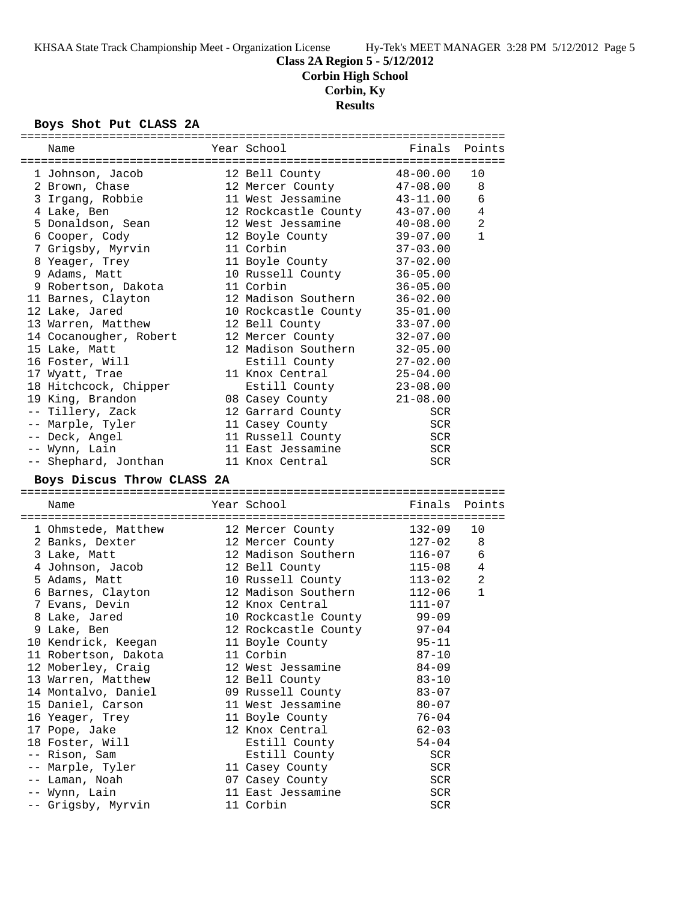**Class 2A Region 5 - 5/12/2012**
**Corbin High School**
**Corbin, Ky**
**Results**

### Boys Shot Put CLASS 2A

| | Name | Year | School | Finals | Points |
|---|---|---|---|---|---|
| 1 | Johnson, Jacob | 12 | Bell County | 48-00.00 | 10 |
| 2 | Brown, Chase | 12 | Mercer County | 47-08.00 | 8 |
| 3 | Irgang, Robbie | 11 | West Jessamine | 43-11.00 | 6 |
| 4 | Lake, Ben | 12 | Rockcastle County | 43-07.00 | 4 |
| 5 | Donaldson, Sean | 12 | West Jessamine | 40-08.00 | 2 |
| 6 | Cooper, Cody | 12 | Boyle County | 39-07.00 | 1 |
| 7 | Grigsby, Myrvin | 11 | Corbin | 37-03.00 | |
| 8 | Yeager, Trey | 11 | Boyle County | 37-02.00 | |
| 9 | Adams, Matt | 10 | Russell County | 36-05.00 | |
| 9 | Robertson, Dakota | 11 | Corbin | 36-05.00 | |
| 11 | Barnes, Clayton | 12 | Madison Southern | 36-02.00 | |
| 12 | Lake, Jared | 10 | Rockcastle County | 35-01.00 | |
| 13 | Warren, Matthew | 12 | Bell County | 33-07.00 | |
| 14 | Cocanougher, Robert | 12 | Mercer County | 32-07.00 | |
| 15 | Lake, Matt | 12 | Madison Southern | 32-05.00 | |
| 16 | Foster, Will | | Estill County | 27-02.00 | |
| 17 | Wyatt, Trae | 11 | Knox Central | 25-04.00 | |
| 18 | Hitchcock, Chipper | | Estill County | 23-08.00 | |
| 19 | King, Brandon | 08 | Casey County | 21-08.00 | |
| -- | Tillery, Zack | 12 | Garrard County | SCR | |
| -- | Marple, Tyler | 11 | Casey County | SCR | |
| -- | Deck, Angel | 11 | Russell County | SCR | |
| -- | Wynn, Lain | 11 | East Jessamine | SCR | |
| -- | Shephard, Jonthan | 11 | Knox Central | SCR | |

### Boys Discus Throw CLASS 2A

| | Name | Year | School | Finals | Points |
|---|---|---|---|---|---|
| 1 | Ohmstede, Matthew | 12 | Mercer County | 132-09 | 10 |
| 2 | Banks, Dexter | 12 | Mercer County | 127-02 | 8 |
| 3 | Lake, Matt | 12 | Madison Southern | 116-07 | 6 |
| 4 | Johnson, Jacob | 12 | Bell County | 115-08 | 4 |
| 5 | Adams, Matt | 10 | Russell County | 113-02 | 2 |
| 6 | Barnes, Clayton | 12 | Madison Southern | 112-06 | 1 |
| 7 | Evans, Devin | 12 | Knox Central | 111-07 | |
| 8 | Lake, Jared | 10 | Rockcastle County | 99-09 | |
| 9 | Lake, Ben | 12 | Rockcastle County | 97-04 | |
| 10 | Kendrick, Keegan | 11 | Boyle County | 95-11 | |
| 11 | Robertson, Dakota | 11 | Corbin | 87-10 | |
| 12 | Moberley, Craig | 12 | West Jessamine | 84-09 | |
| 13 | Warren, Matthew | 12 | Bell County | 83-10 | |
| 14 | Montalvo, Daniel | 09 | Russell County | 83-07 | |
| 15 | Daniel, Carson | 11 | West Jessamine | 80-07 | |
| 16 | Yeager, Trey | 11 | Boyle County | 76-04 | |
| 17 | Pope, Jake | 12 | Knox Central | 62-03 | |
| 18 | Foster, Will | | Estill County | 54-04 | |
| -- | Rison, Sam | | Estill County | SCR | |
| -- | Marple, Tyler | 11 | Casey County | SCR | |
| -- | Laman, Noah | 07 | Casey County | SCR | |
| -- | Wynn, Lain | 11 | East Jessamine | SCR | |
| -- | Grigsby, Myrvin | 11 | Corbin | SCR | |